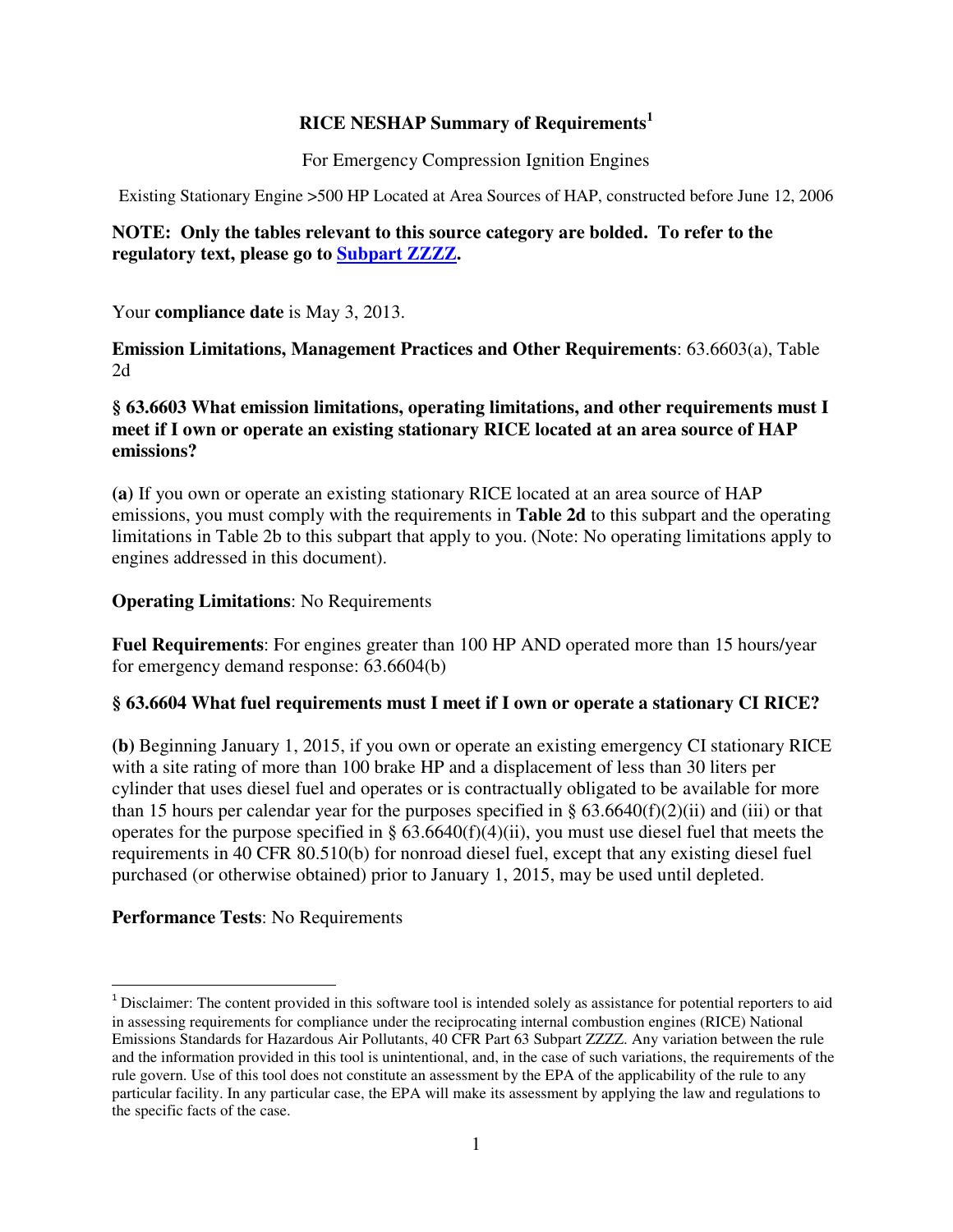# RICE NESHAP Summary of Requirements[1]

For Emergency Compression Ignition Engines

Existing Stationary Engine >500 HP Located at Area Sources of HAP, constructed before June 12, 2006

**NOTE: Only the tables relevant to this source category are bolded. To refer to the regulatory text, please go to [Subpart ZZZZ](Subpart ZZZZ).**

Your **compliance date** is May 3, 2013.

**Emission Limitations, Management Practices and Other Requirements**: 63.6603(a), Table 2d

**§ 63.6603 What emission limitations, operating limitations, and other requirements must I meet if I own or operate an existing stationary RICE located at an area source of HAP emissions?**

**(a)** If you own or operate an existing stationary RICE located at an area source of HAP emissions, you must comply with the requirements in **Table 2d** to this subpart and the operating limitations in Table 2b to this subpart that apply to you. (Note: No operating limitations apply to engines addressed in this document).

**Operating Limitations**: No Requirements

**Fuel Requirements**: For engines greater than 100 HP AND operated more than 15 hours/year for emergency demand response: 63.6604(b)

**§ 63.6604 What fuel requirements must I meet if I own or operate a stationary CI RICE?**

**(b)** Beginning January 1, 2015, if you own or operate an existing emergency CI stationary RICE with a site rating of more than 100 brake HP and a displacement of less than 30 liters per cylinder that uses diesel fuel and operates or is contractually obligated to be available for more than 15 hours per calendar year for the purposes specified in § 63.6640(f)(2)(ii) and (iii) or that operates for the purpose specified in § 63.6640(f)(4)(ii), you must use diesel fuel that meets the requirements in 40 CFR 80.510(b) for nonroad diesel fuel, except that any existing diesel fuel purchased (or otherwise obtained) prior to January 1, 2015, may be used until depleted.

**Performance Tests**: No Requirements

[1] Disclaimer: The content provided in this software tool is intended solely as assistance for potential reporters to aid in assessing requirements for compliance under the reciprocating internal combustion engines (RICE) National Emissions Standards for Hazardous Air Pollutants, 40 CFR Part 63 Subpart ZZZZ. Any variation between the rule and the information provided in this tool is unintentional, and, in the case of such variations, the requirements of the rule govern. Use of this tool does not constitute an assessment by the EPA of the applicability of the rule to any particular facility. In any particular case, the EPA will make its assessment by applying the law and regulations to the specific facts of the case.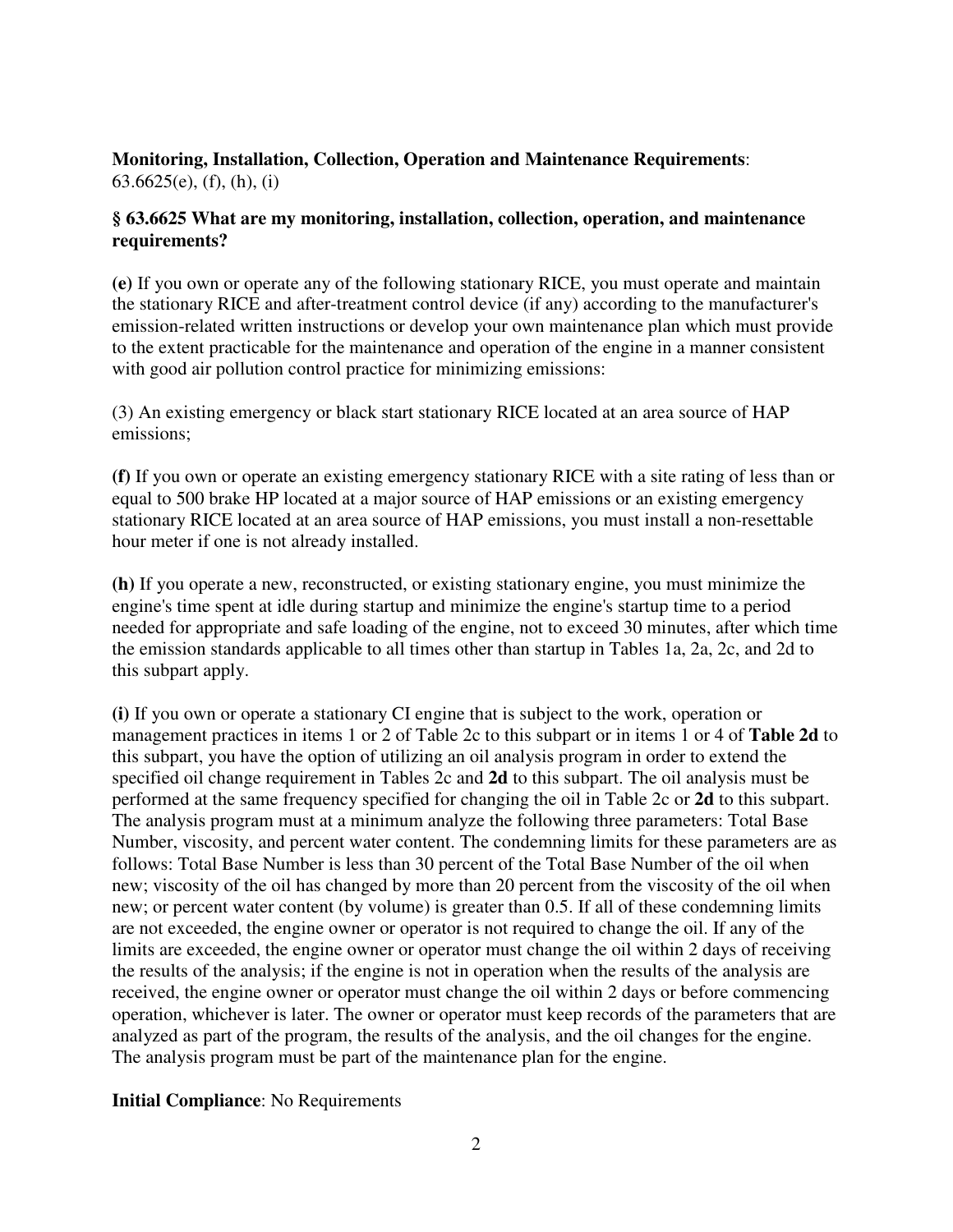**Monitoring, Installation, Collection, Operation and Maintenance Requirements**:
63.6625(e), (f), (h), (i)

**§ 63.6625 What are my monitoring, installation, collection, operation, and maintenance requirements?**

**(e)** If you own or operate any of the following stationary RICE, you must operate and maintain the stationary RICE and after-treatment control device (if any) according to the manufacturer's emission-related written instructions or develop your own maintenance plan which must provide to the extent practicable for the maintenance and operation of the engine in a manner consistent with good air pollution control practice for minimizing emissions:

(3) An existing emergency or black start stationary RICE located at an area source of HAP emissions;

**(f)** If you own or operate an existing emergency stationary RICE with a site rating of less than or equal to 500 brake HP located at a major source of HAP emissions or an existing emergency stationary RICE located at an area source of HAP emissions, you must install a non-resettable hour meter if one is not already installed.

**(h)** If you operate a new, reconstructed, or existing stationary engine, you must minimize the engine's time spent at idle during startup and minimize the engine's startup time to a period needed for appropriate and safe loading of the engine, not to exceed 30 minutes, after which time the emission standards applicable to all times other than startup in Tables 1a, 2a, 2c, and 2d to this subpart apply.

**(i)** If you own or operate a stationary CI engine that is subject to the work, operation or management practices in items 1 or 2 of Table 2c to this subpart or in items 1 or 4 of **Table 2d** to this subpart, you have the option of utilizing an oil analysis program in order to extend the specified oil change requirement in Tables 2c and **2d** to this subpart. The oil analysis must be performed at the same frequency specified for changing the oil in Table 2c or **2d** to this subpart. The analysis program must at a minimum analyze the following three parameters: Total Base Number, viscosity, and percent water content. The condemning limits for these parameters are as follows: Total Base Number is less than 30 percent of the Total Base Number of the oil when new; viscosity of the oil has changed by more than 20 percent from the viscosity of the oil when new; or percent water content (by volume) is greater than 0.5. If all of these condemning limits are not exceeded, the engine owner or operator is not required to change the oil. If any of the limits are exceeded, the engine owner or operator must change the oil within 2 days of receiving the results of the analysis; if the engine is not in operation when the results of the analysis are received, the engine owner or operator must change the oil within 2 days or before commencing operation, whichever is later. The owner or operator must keep records of the parameters that are analyzed as part of the program, the results of the analysis, and the oil changes for the engine. The analysis program must be part of the maintenance plan for the engine.

**Initial Compliance**: No Requirements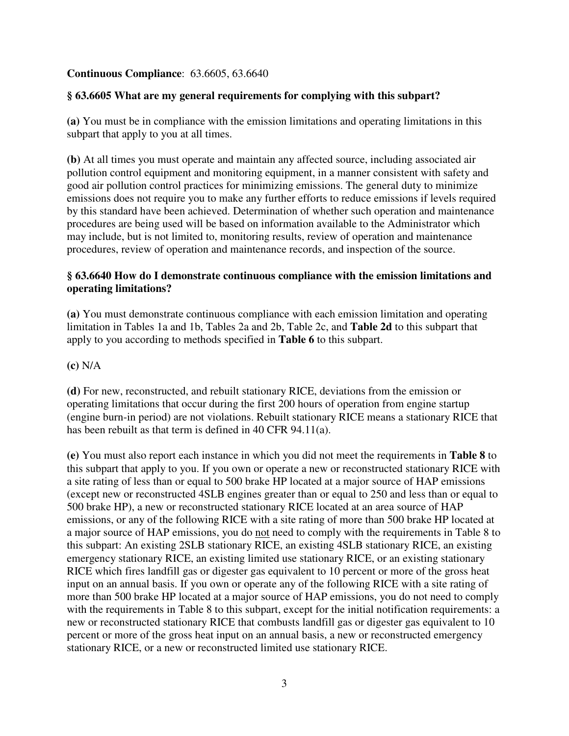**Continuous Compliance**: 63.6605, 63.6640

**§ 63.6605 What are my general requirements for complying with this subpart?**

**(a)** You must be in compliance with the emission limitations and operating limitations in this subpart that apply to you at all times.

**(b)** At all times you must operate and maintain any affected source, including associated air pollution control equipment and monitoring equipment, in a manner consistent with safety and good air pollution control practices for minimizing emissions. The general duty to minimize emissions does not require you to make any further efforts to reduce emissions if levels required by this standard have been achieved. Determination of whether such operation and maintenance procedures are being used will be based on information available to the Administrator which may include, but is not limited to, monitoring results, review of operation and maintenance procedures, review of operation and maintenance records, and inspection of the source.

**§ 63.6640 How do I demonstrate continuous compliance with the emission limitations and operating limitations?**

**(a)** You must demonstrate continuous compliance with each emission limitation and operating limitation in Tables 1a and 1b, Tables 2a and 2b, Table 2c, and **Table 2d** to this subpart that apply to you according to methods specified in **Table 6** to this subpart.

**(c)** N/A

**(d)** For new, reconstructed, and rebuilt stationary RICE, deviations from the emission or operating limitations that occur during the first 200 hours of operation from engine startup (engine burn-in period) are not violations. Rebuilt stationary RICE means a stationary RICE that has been rebuilt as that term is defined in 40 CFR 94.11(a).

**(e)** You must also report each instance in which you did not meet the requirements in **Table 8** to this subpart that apply to you. If you own or operate a new or reconstructed stationary RICE with a site rating of less than or equal to 500 brake HP located at a major source of HAP emissions (except new or reconstructed 4SLB engines greater than or equal to 250 and less than or equal to 500 brake HP), a new or reconstructed stationary RICE located at an area source of HAP emissions, or any of the following RICE with a site rating of more than 500 brake HP located at a major source of HAP emissions, you do not need to comply with the requirements in Table 8 to this subpart: An existing 2SLB stationary RICE, an existing 4SLB stationary RICE, an existing emergency stationary RICE, an existing limited use stationary RICE, or an existing stationary RICE which fires landfill gas or digester gas equivalent to 10 percent or more of the gross heat input on an annual basis. If you own or operate any of the following RICE with a site rating of more than 500 brake HP located at a major source of HAP emissions, you do not need to comply with the requirements in Table 8 to this subpart, except for the initial notification requirements: a new or reconstructed stationary RICE that combusts landfill gas or digester gas equivalent to 10 percent or more of the gross heat input on an annual basis, a new or reconstructed emergency stationary RICE, or a new or reconstructed limited use stationary RICE.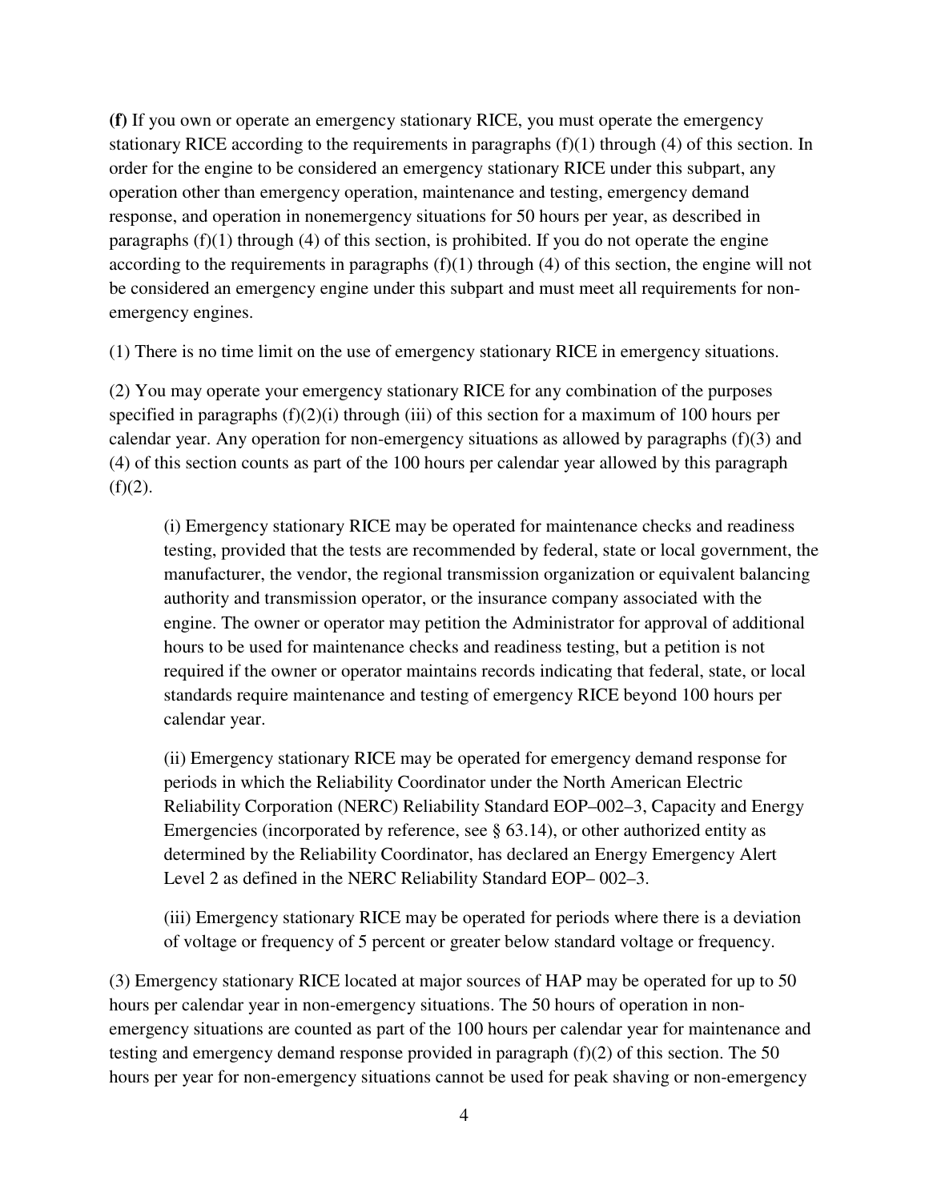**(f)** If you own or operate an emergency stationary RICE, you must operate the emergency stationary RICE according to the requirements in paragraphs (f)(1) through (4) of this section. In order for the engine to be considered an emergency stationary RICE under this subpart, any operation other than emergency operation, maintenance and testing, emergency demand response, and operation in nonemergency situations for 50 hours per year, as described in paragraphs (f)(1) through (4) of this section, is prohibited. If you do not operate the engine according to the requirements in paragraphs (f)(1) through (4) of this section, the engine will not be considered an emergency engine under this subpart and must meet all requirements for non-emergency engines.

(1) There is no time limit on the use of emergency stationary RICE in emergency situations.

(2) You may operate your emergency stationary RICE for any combination of the purposes specified in paragraphs (f)(2)(i) through (iii) of this section for a maximum of 100 hours per calendar year. Any operation for non-emergency situations as allowed by paragraphs (f)(3) and (4) of this section counts as part of the 100 hours per calendar year allowed by this paragraph (f)(2).

> (i) Emergency stationary RICE may be operated for maintenance checks and readiness testing, provided that the tests are recommended by federal, state or local government, the manufacturer, the vendor, the regional transmission organization or equivalent balancing authority and transmission operator, or the insurance company associated with the engine. The owner or operator may petition the Administrator for approval of additional hours to be used for maintenance checks and readiness testing, but a petition is not required if the owner or operator maintains records indicating that federal, state, or local standards require maintenance and testing of emergency RICE beyond 100 hours per calendar year.
>
> (ii) Emergency stationary RICE may be operated for emergency demand response for periods in which the Reliability Coordinator under the North American Electric Reliability Corporation (NERC) Reliability Standard EOP–002–3, Capacity and Energy Emergencies (incorporated by reference, see § 63.14), or other authorized entity as determined by the Reliability Coordinator, has declared an Energy Emergency Alert Level 2 as defined in the NERC Reliability Standard EOP– 002–3.
>
> (iii) Emergency stationary RICE may be operated for periods where there is a deviation of voltage or frequency of 5 percent or greater below standard voltage or frequency.

(3) Emergency stationary RICE located at major sources of HAP may be operated for up to 50 hours per calendar year in non-emergency situations. The 50 hours of operation in non-emergency situations are counted as part of the 100 hours per calendar year for maintenance and testing and emergency demand response provided in paragraph (f)(2) of this section. The 50 hours per year for non-emergency situations cannot be used for peak shaving or non-emergency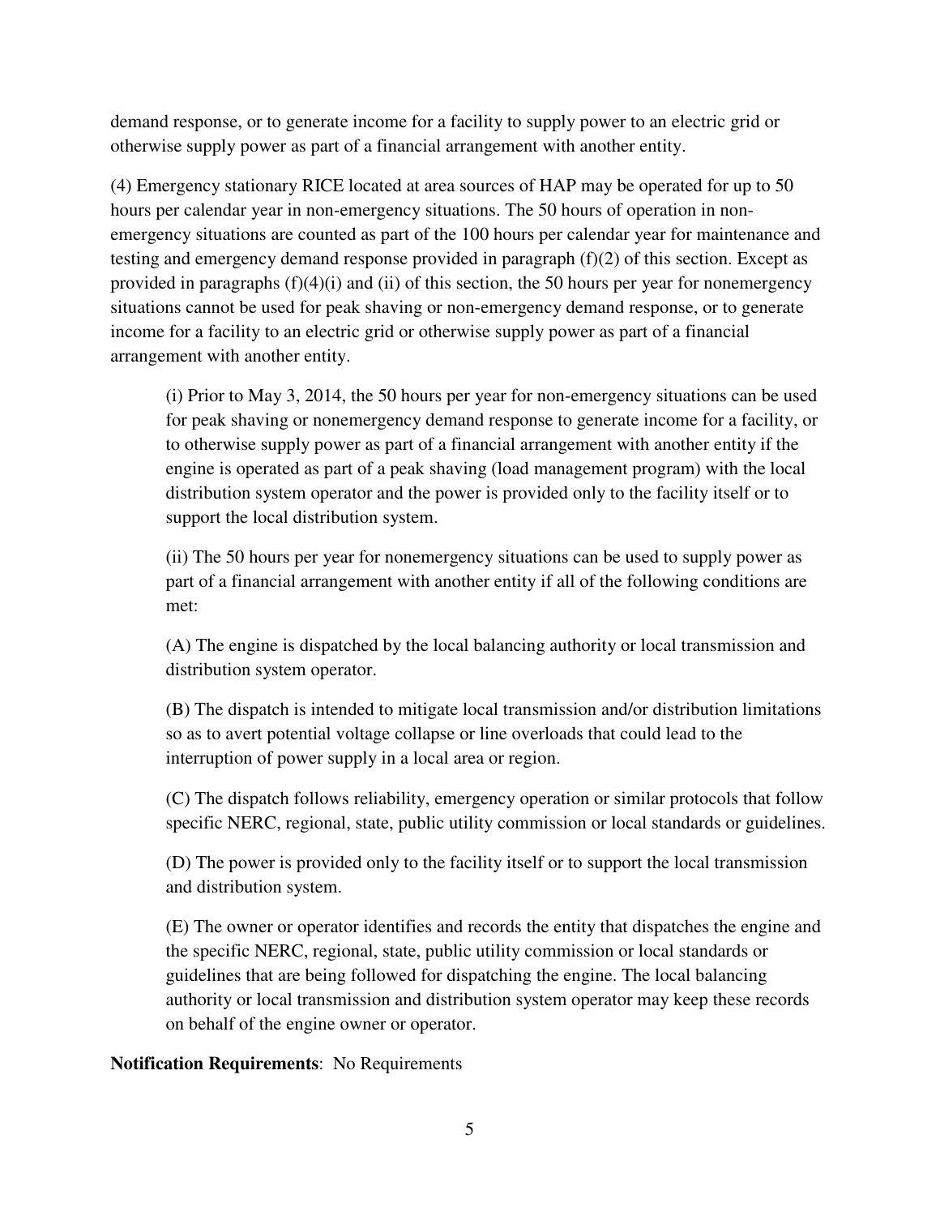demand response, or to generate income for a facility to supply power to an electric grid or otherwise supply power as part of a financial arrangement with another entity.

(4) Emergency stationary RICE located at area sources of HAP may be operated for up to 50 hours per calendar year in non-emergency situations. The 50 hours of operation in non-emergency situations are counted as part of the 100 hours per calendar year for maintenance and testing and emergency demand response provided in paragraph (f)(2) of this section. Except as provided in paragraphs (f)(4)(i) and (ii) of this section, the 50 hours per year for nonemergency situations cannot be used for peak shaving or non-emergency demand response, or to generate income for a facility to an electric grid or otherwise supply power as part of a financial arrangement with another entity.

> (i) Prior to May 3, 2014, the 50 hours per year for non-emergency situations can be used for peak shaving or nonemergency demand response to generate income for a facility, or to otherwise supply power as part of a financial arrangement with another entity if the engine is operated as part of a peak shaving (load management program) with the local distribution system operator and the power is provided only to the facility itself or to support the local distribution system.
>
> (ii) The 50 hours per year for nonemergency situations can be used to supply power as part of a financial arrangement with another entity if all of the following conditions are met:
>
> (A) The engine is dispatched by the local balancing authority or local transmission and distribution system operator.
>
> (B) The dispatch is intended to mitigate local transmission and/or distribution limitations so as to avert potential voltage collapse or line overloads that could lead to the interruption of power supply in a local area or region.
>
> (C) The dispatch follows reliability, emergency operation or similar protocols that follow specific NERC, regional, state, public utility commission or local standards or guidelines.
>
> (D) The power is provided only to the facility itself or to support the local transmission and distribution system.
>
> (E) The owner or operator identifies and records the entity that dispatches the engine and the specific NERC, regional, state, public utility commission or local standards or guidelines that are being followed for dispatching the engine. The local balancing authority or local transmission and distribution system operator may keep these records on behalf of the engine owner or operator.

**Notification Requirements**: No Requirements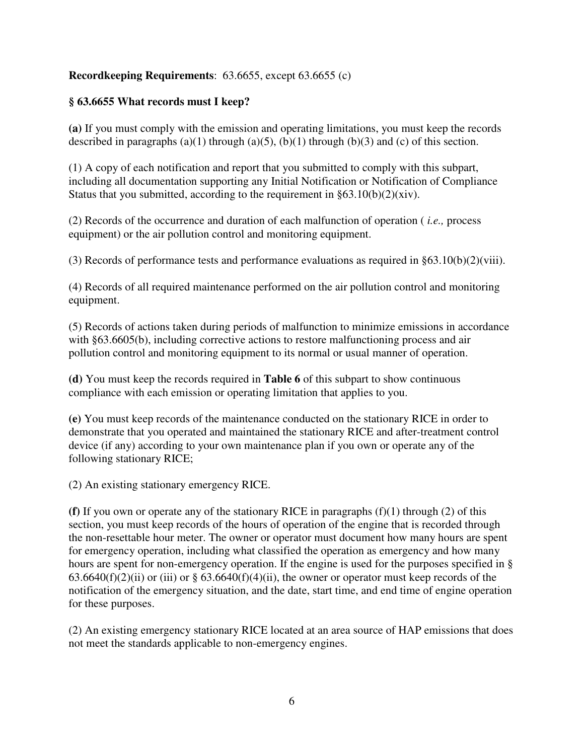**Recordkeeping Requirements**: 63.6655, except 63.6655 (c)

**§ 63.6655 What records must I keep?**

**(a)** If you must comply with the emission and operating limitations, you must keep the records described in paragraphs (a)(1) through (a)(5), (b)(1) through (b)(3) and (c) of this section.

(1) A copy of each notification and report that you submitted to comply with this subpart, including all documentation supporting any Initial Notification or Notification of Compliance Status that you submitted, according to the requirement in §63.10(b)(2)(xiv).

(2) Records of the occurrence and duration of each malfunction of operation ( *i.e.,* process equipment) or the air pollution control and monitoring equipment.

(3) Records of performance tests and performance evaluations as required in §63.10(b)(2)(viii).

(4) Records of all required maintenance performed on the air pollution control and monitoring equipment.

(5) Records of actions taken during periods of malfunction to minimize emissions in accordance with §63.6605(b), including corrective actions to restore malfunctioning process and air pollution control and monitoring equipment to its normal or usual manner of operation.

**(d)** You must keep the records required in **Table 6** of this subpart to show continuous compliance with each emission or operating limitation that applies to you.

**(e)** You must keep records of the maintenance conducted on the stationary RICE in order to demonstrate that you operated and maintained the stationary RICE and after-treatment control device (if any) according to your own maintenance plan if you own or operate any of the following stationary RICE;

(2) An existing stationary emergency RICE.

**(f)** If you own or operate any of the stationary RICE in paragraphs (f)(1) through (2) of this section, you must keep records of the hours of operation of the engine that is recorded through the non-resettable hour meter. The owner or operator must document how many hours are spent for emergency operation, including what classified the operation as emergency and how many hours are spent for non-emergency operation. If the engine is used for the purposes specified in § 63.6640(f)(2)(ii) or (iii) or § 63.6640(f)(4)(ii), the owner or operator must keep records of the notification of the emergency situation, and the date, start time, and end time of engine operation for these purposes.

(2) An existing emergency stationary RICE located at an area source of HAP emissions that does not meet the standards applicable to non-emergency engines.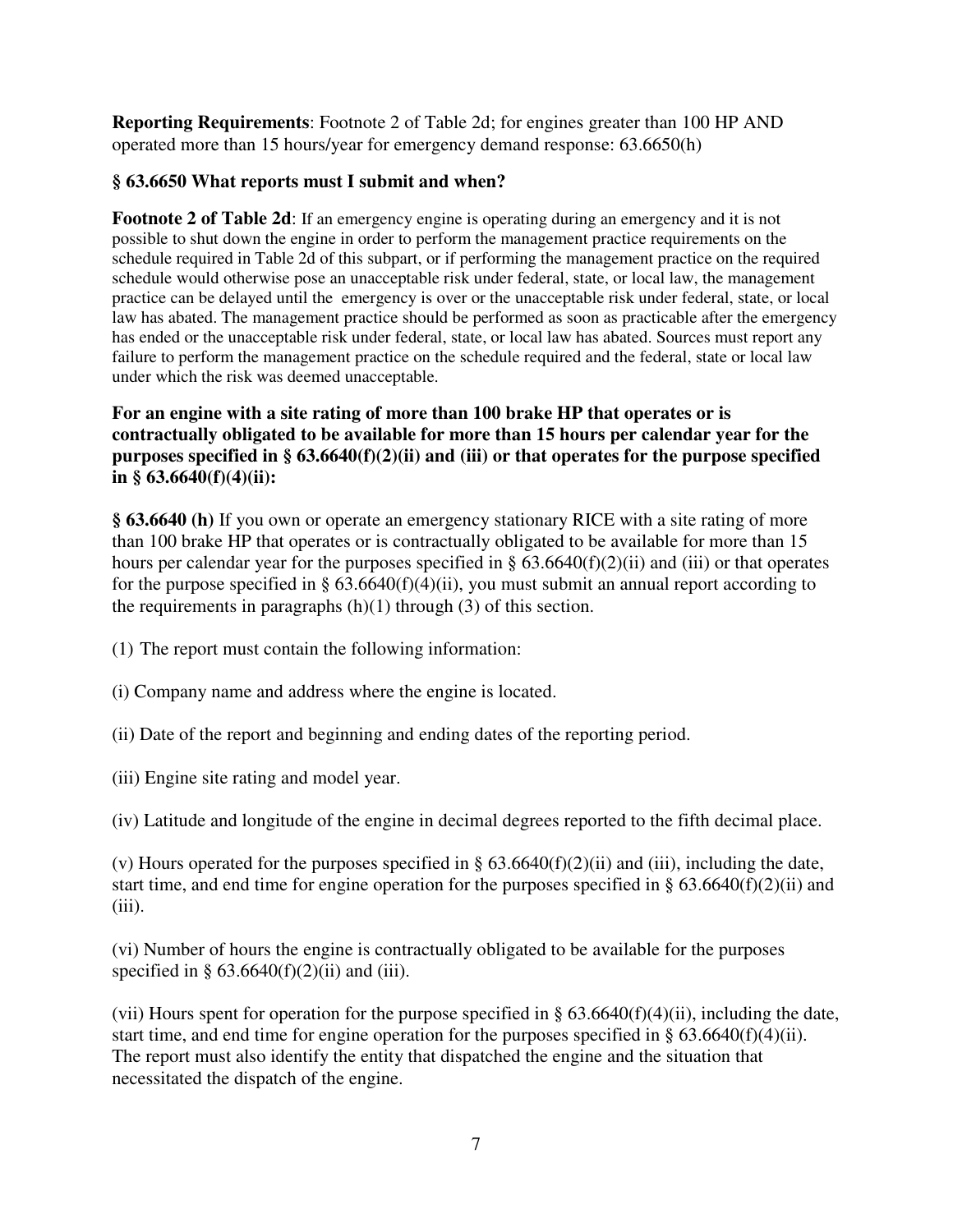**Reporting Requirements**: Footnote 2 of Table 2d; for engines greater than 100 HP AND operated more than 15 hours/year for emergency demand response: 63.6650(h)

**§ 63.6650 What reports must I submit and when?**

**Footnote 2 of Table 2d**: If an emergency engine is operating during an emergency and it is not possible to shut down the engine in order to perform the management practice requirements on the schedule required in Table 2d of this subpart, or if performing the management practice on the required schedule would otherwise pose an unacceptable risk under federal, state, or local law, the management practice can be delayed until the emergency is over or the unacceptable risk under federal, state, or local law has abated. The management practice should be performed as soon as practicable after the emergency has ended or the unacceptable risk under federal, state, or local law has abated. Sources must report any failure to perform the management practice on the schedule required and the federal, state or local law under which the risk was deemed unacceptable.

**For an engine with a site rating of more than 100 brake HP that operates or is contractually obligated to be available for more than 15 hours per calendar year for the purposes specified in § 63.6640(f)(2)(ii) and (iii) or that operates for the purpose specified in § 63.6640(f)(4)(ii):**

**§ 63.6640 (h)** If you own or operate an emergency stationary RICE with a site rating of more than 100 brake HP that operates or is contractually obligated to be available for more than 15 hours per calendar year for the purposes specified in § 63.6640(f)(2)(ii) and (iii) or that operates for the purpose specified in § 63.6640(f)(4)(ii), you must submit an annual report according to the requirements in paragraphs (h)(1) through (3) of this section.

(1) The report must contain the following information:

(i) Company name and address where the engine is located.

(ii) Date of the report and beginning and ending dates of the reporting period.

(iii) Engine site rating and model year.

(iv) Latitude and longitude of the engine in decimal degrees reported to the fifth decimal place.

(v) Hours operated for the purposes specified in § 63.6640(f)(2)(ii) and (iii), including the date, start time, and end time for engine operation for the purposes specified in § 63.6640(f)(2)(ii) and (iii).

(vi) Number of hours the engine is contractually obligated to be available for the purposes specified in § 63.6640(f)(2)(ii) and (iii).

(vii) Hours spent for operation for the purpose specified in § 63.6640(f)(4)(ii), including the date, start time, and end time for engine operation for the purposes specified in § 63.6640(f)(4)(ii). The report must also identify the entity that dispatched the engine and the situation that necessitated the dispatch of the engine.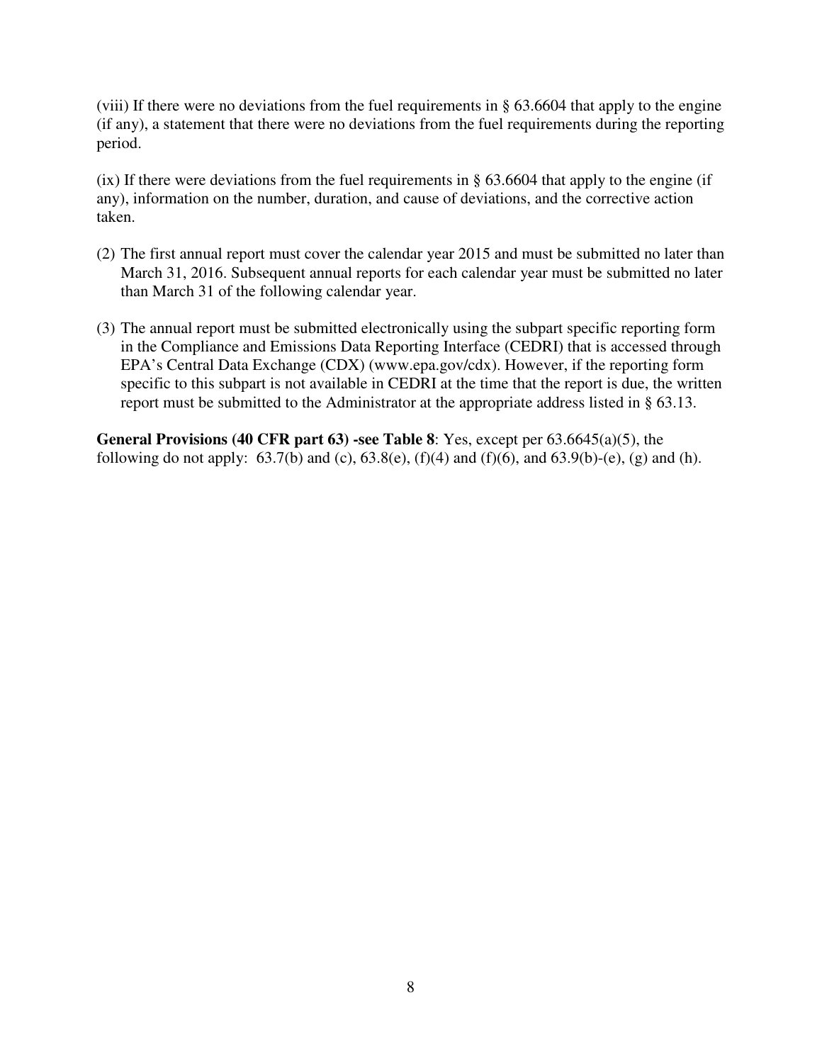(viii) If there were no deviations from the fuel requirements in § 63.6604 that apply to the engine (if any), a statement that there were no deviations from the fuel requirements during the reporting period.

(ix) If there were deviations from the fuel requirements in § 63.6604 that apply to the engine (if any), information on the number, duration, and cause of deviations, and the corrective action taken.

(2) The first annual report must cover the calendar year 2015 and must be submitted no later than March 31, 2016. Subsequent annual reports for each calendar year must be submitted no later than March 31 of the following calendar year.

(3) The annual report must be submitted electronically using the subpart specific reporting form in the Compliance and Emissions Data Reporting Interface (CEDRI) that is accessed through EPA's Central Data Exchange (CDX) (www.epa.gov/cdx). However, if the reporting form specific to this subpart is not available in CEDRI at the time that the report is due, the written report must be submitted to the Administrator at the appropriate address listed in § 63.13.

**General Provisions (40 CFR part 63) -see Table 8**: Yes, except per 63.6645(a)(5), the following do not apply: 63.7(b) and (c), 63.8(e), (f)(4) and (f)(6), and 63.9(b)-(e), (g) and (h).